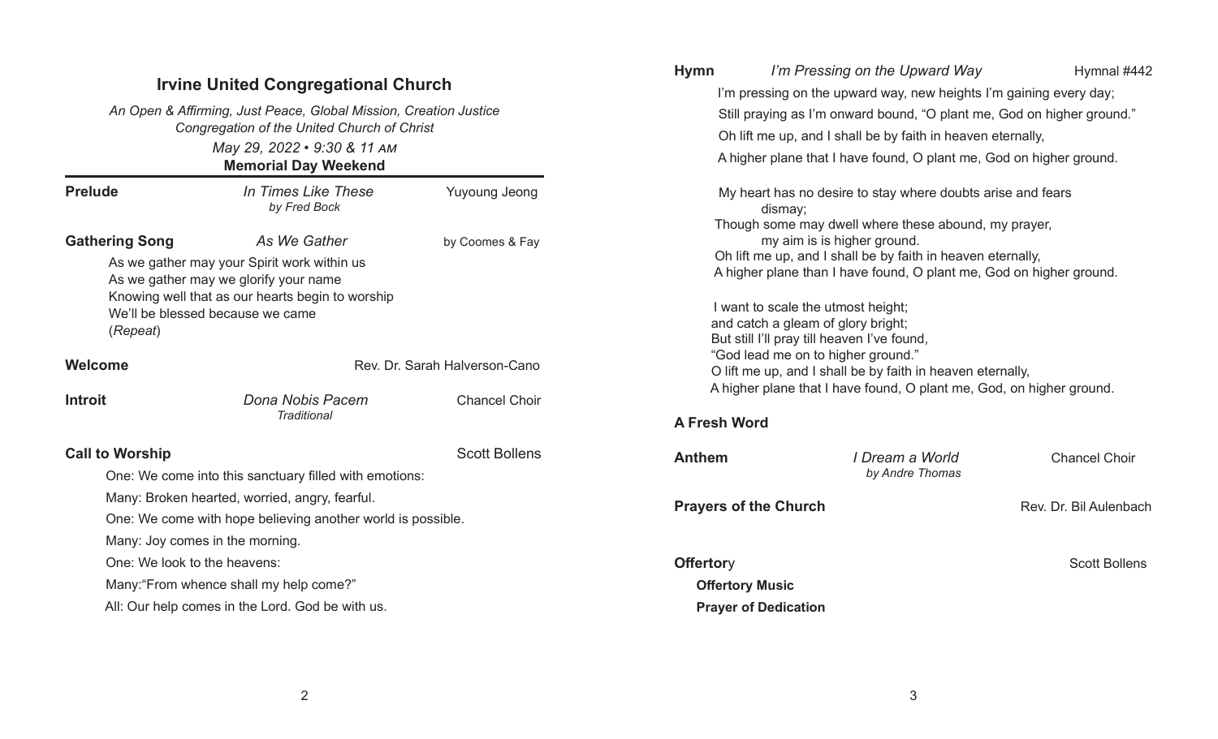# Irvine United Congregational Church

*An Open & Affirming, Just Peace, Global Mission, Creation Justice Congregation of the United Church of Christ*

*May 29, 2022 • 9:30 & 11 AM*

**Memorial Day Weekend**

**Prelude** — *In Times Like These* *by Fred Bock* — Yuyoung Jeong

**Gathering Song** — *As We Gather* — by Coomes & Fay

As we gather may your Spirit work within us
As we gather may we glorify your name
Knowing well that as our hearts begin to worship
We'll be blessed because we came
(*Repeat*)

**Welcome** — Rev. Dr. Sarah Halverson-Cano

**Introit** — *Dona Nobis Pacem* *Traditional* — Chancel Choir

**Call to Worship** — Scott Bollens

One: We come into this sanctuary filled with emotions:

Many: Broken hearted, worried, angry, fearful.

One: We come with hope believing another world is possible.

Many: Joy comes in the morning.

One: We look to the heavens:

Many:"From whence shall my help come?"

All: Our help comes in the Lord. God be with us.

**Hymn** — *I'm Pressing on the Upward Way* — Hymnal #442

I'm pressing on the upward way, new heights I'm gaining every day;
Still praying as I'm onward bound, "O plant me, God on higher ground."
Oh lift me up, and I shall be by faith in heaven eternally,
A higher plane that I have found, O plant me, God on higher ground.

My heart has no desire to stay where doubts arise and fears dismay;
Though some may dwell where these abound, my prayer, my aim is is higher ground.
Oh lift me up, and I shall be by faith in heaven eternally,
A higher plane than I have found, O plant me, God on higher ground.

I want to scale the utmost height;
and catch a gleam of glory bright;
But still I'll pray till heaven I've found,
"God lead me on to higher ground."
O lift me up, and I shall be by faith in heaven eternally,
A higher plane that I have found, O plant me, God, on higher ground.

**A Fresh Word**

**Anthem** — *I Dream a World* *by Andre Thomas* — Chancel Choir

**Prayers of the Church** — Rev. Dr. Bil Aulenbach

**Offertory** — Scott Bollens

**Offertory Music**

**Prayer of Dedication**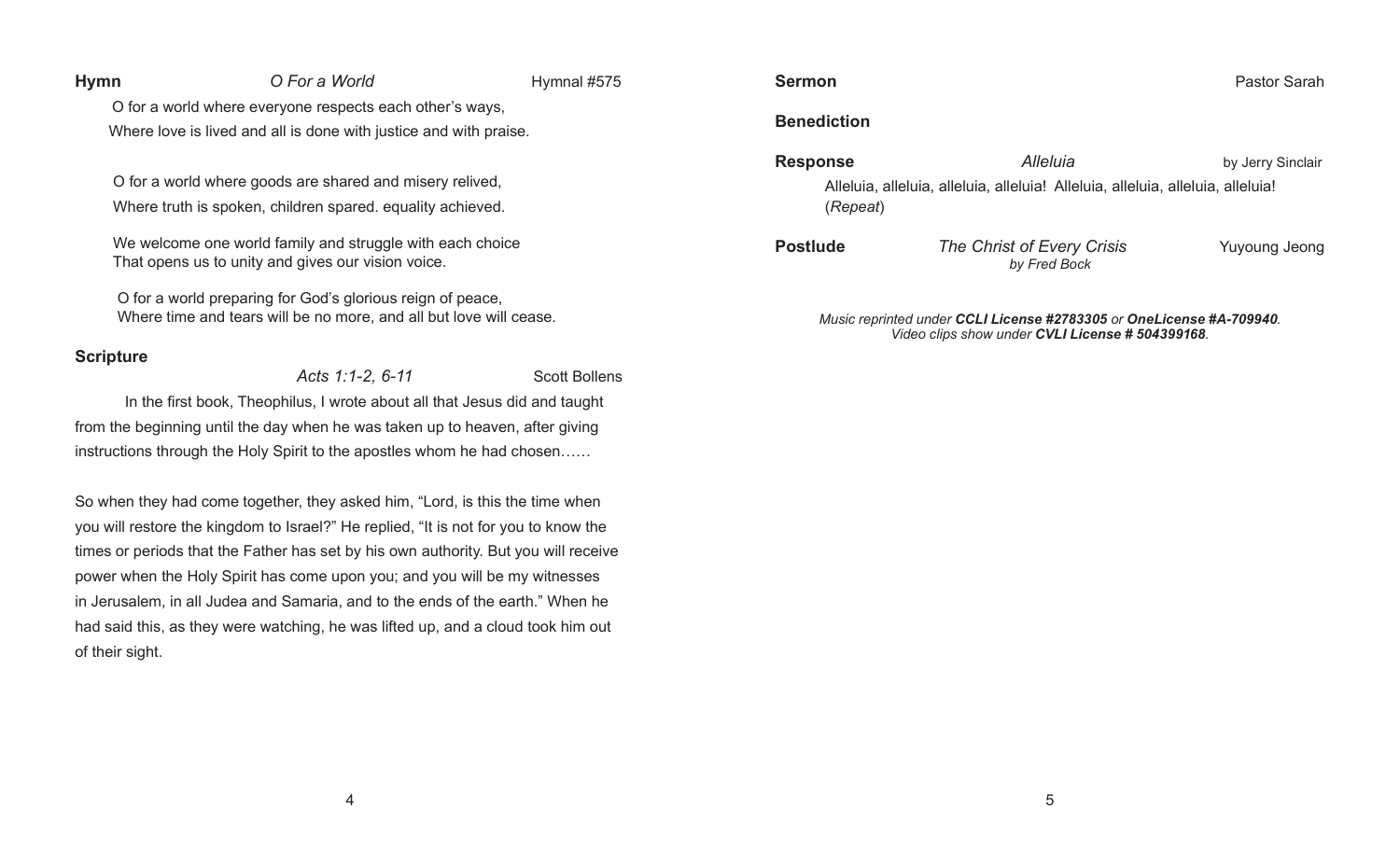**Hymn** *O For a World* Hymnal #575

O for a world where everyone respects each other's ways,
Where love is lived and all is done with justice and with praise.

O for a world where goods are shared and misery relived,
Where truth is spoken, children spared. equality achieved.

We welcome one world family and struggle with each choice
That opens us to unity and gives our vision voice.

O for a world preparing for God's glorious reign of peace,
Where time and tears will be no more, and all but love will cease.

**Scripture**

*Acts 1:1-2, 6-11* Scott Bollens

In the first book, Theophilus, I wrote about all that Jesus did and taught from the beginning until the day when he was taken up to heaven, after giving instructions through the Holy Spirit to the apostles whom he had chosen……

So when they had come together, they asked him, "Lord, is this the time when you will restore the kingdom to Israel?" He replied, "It is not for you to know the times or periods that the Father has set by his own authority. But you will receive power when the Holy Spirit has come upon you; and you will be my witnesses in Jerusalem, in all Judea and Samaria, and to the ends of the earth." When he had said this, as they were watching, he was lifted up, and a cloud took him out of their sight.

**Sermon** Pastor Sarah

**Benediction**

**Response** *Alleluia* by Jerry Sinclair

Alleluia, alleluia, alleluia, alleluia! Alleluia, alleluia, alleluia, alleluia!
(*Repeat*)

**Postlude** *The Christ of Every Crisis* Yuyoung Jeong
*by Fred Bock*

*Music reprinted under **CCLI License #2783305** or **OneLicense #A-709940**.*
*Video clips show under **CVLI License # 504399168**.*